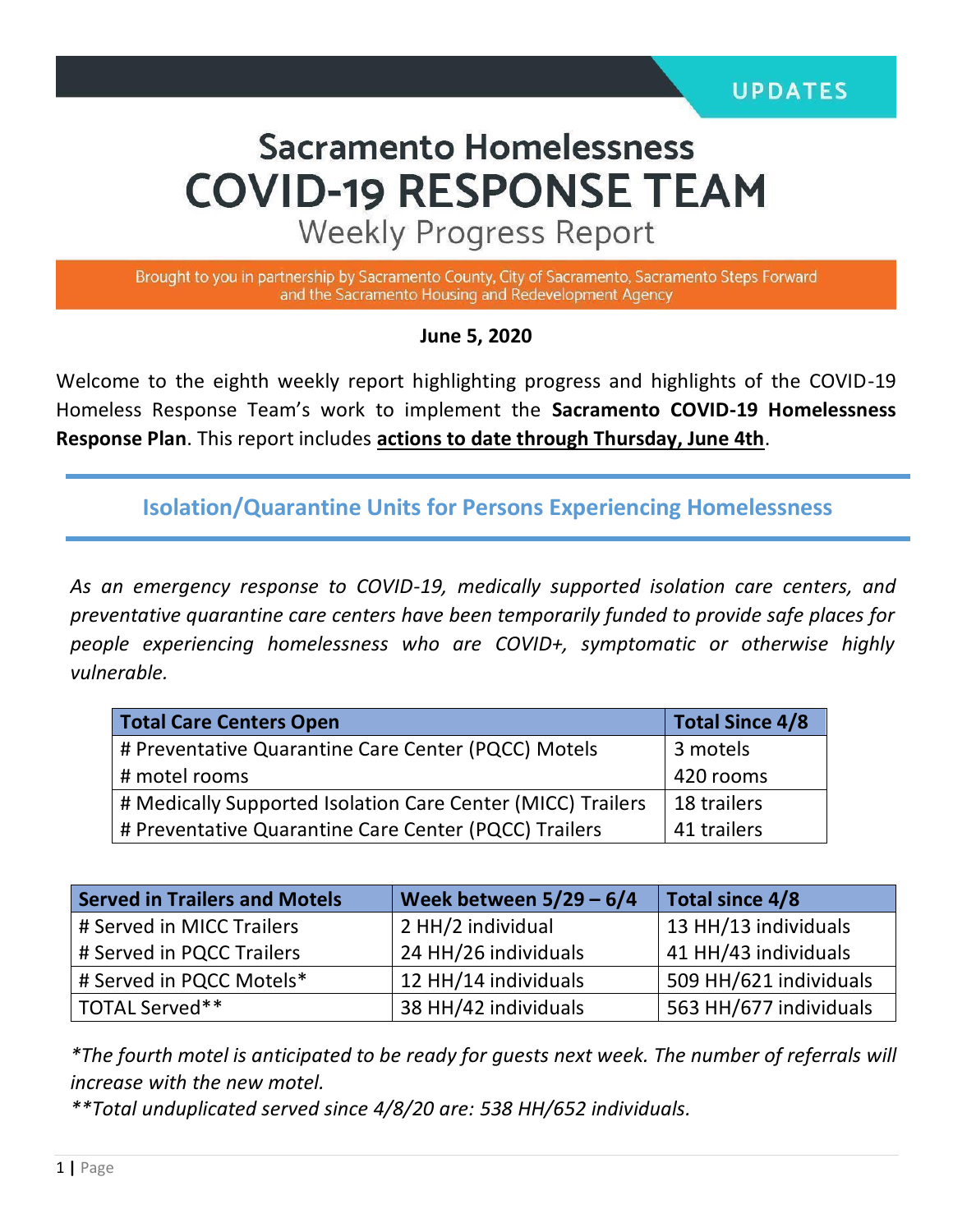UPDATES

# Sacramento Homelessness COVID-19 RESPONSE TEAM

## Weekly Progress Report

Brought to you in partnership by Sacramento County, City of Sacramento, Sacramento Steps Forward and the Sacramento Housing and Redevelopment Agency

**June 5, 2020**

Welcome to the eighth weekly report highlighting progress and highlights of the COVID-19 Homeless Response Team's work to implement the **Sacramento COVID-19 Homelessness Response Plan**. This report includes **actions to date through Thursday, June 4th**.

## Isolation/Quarantine Units for Persons Experiencing Homelessness

*As an emergency response to COVID-19, medically supported isolation care centers, and preventative quarantine care centers have been temporarily funded to provide safe places for people experiencing homelessness who are COVID+, symptomatic or otherwise highly vulnerable.*

| Total Care Centers Open | Total Since 4/8 |
|---|---|
| # Preventative Quarantine Care Center (PQCC) Motels | 3 motels |
| # motel rooms | 420 rooms |
| # Medically Supported Isolation Care Center (MICC) Trailers | 18 trailers |
| # Preventative Quarantine Care Center (PQCC) Trailers | 41 trailers |

| Served in Trailers and Motels | Week between 5/29 – 6/4 | Total since 4/8 |
|---|---|---|
| # Served in MICC Trailers | 2 HH/2 individual | 13 HH/13 individuals |
| # Served in PQCC Trailers | 24 HH/26 individuals | 41 HH/43 individuals |
| # Served in PQCC Motels* | 12 HH/14 individuals | 509 HH/621 individuals |
| TOTAL Served** | 38 HH/42 individuals | 563 HH/677 individuals |

*\*The fourth motel is anticipated to be ready for guests next week. The number of referrals will increase with the new motel.*

*\*\*Total unduplicated served since 4/8/20 are: 538 HH/652 individuals.*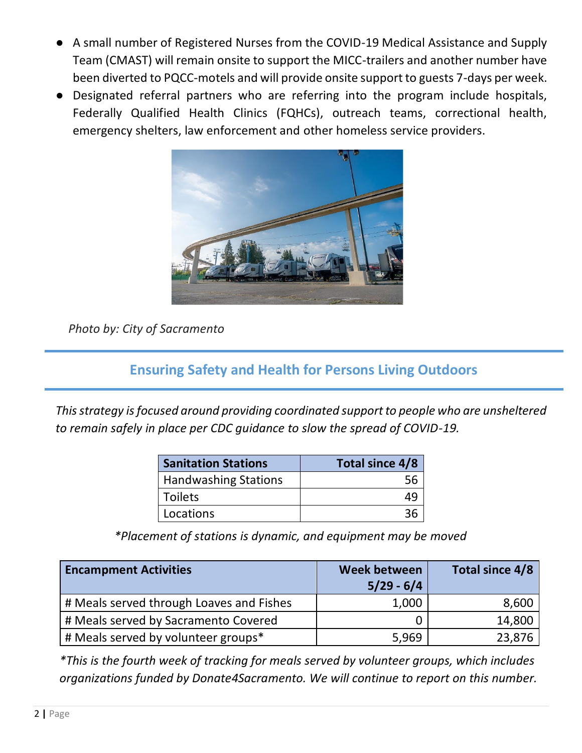- A small number of Registered Nurses from the COVID-19 Medical Assistance and Supply Team (CMAST) will remain onsite to support the MICC-trailers and another number have been diverted to PQCC-motels and will provide onsite support to guests 7-days per week.
- Designated referral partners who are referring into the program include hospitals, Federally Qualified Health Clinics (FQHCs), outreach teams, correctional health, emergency shelters, law enforcement and other homeless service providers.

*Photo by: City of Sacramento*

## Ensuring Safety and Health for Persons Living Outdoors

*This strategy is focused around providing coordinated support to people who are unsheltered to remain safely in place per CDC guidance to slow the spread of COVID-19.*

| Sanitation Stations | Total since 4/8 |
|---|---:|
| Handwashing Stations | 56 |
| Toilets | 49 |
| Locations | 36 |

*\*Placement of stations is dynamic, and equipment may be moved*

| Encampment Activities | Week between 5/29 - 6/4 | Total since 4/8 |
|---|---:|---:|
| # Meals served through Loaves and Fishes | 1,000 | 8,600 |
| # Meals served by Sacramento Covered | 0 | 14,800 |
| # Meals served by volunteer groups* | 5,969 | 23,876 |

*\*This is the fourth week of tracking for meals served by volunteer groups, which includes organizations funded by Donate4Sacramento. We will continue to report on this number.*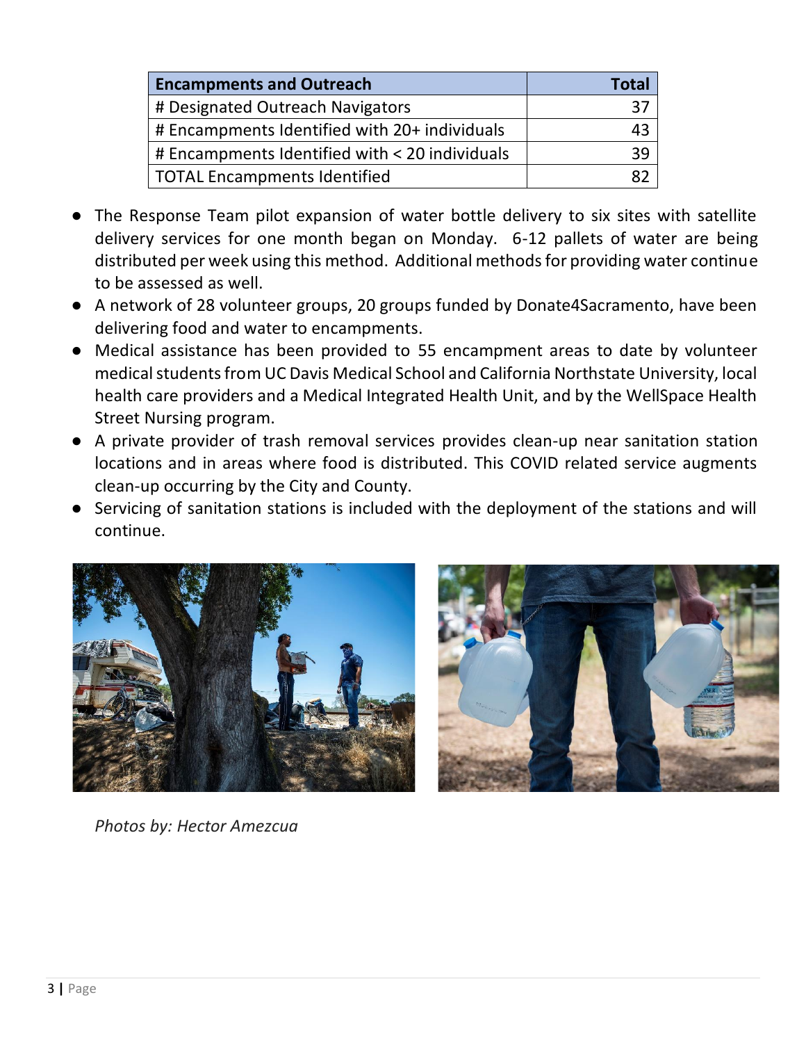| Encampments and Outreach | Total |
| --- | ---: |
| # Designated Outreach Navigators | 37 |
| # Encampments Identified with 20+ individuals | 43 |
| # Encampments Identified with < 20 individuals | 39 |
| TOTAL Encampments Identified | 82 |

- The Response Team pilot expansion of water bottle delivery to six sites with satellite delivery services for one month began on Monday. 6-12 pallets of water are being distributed per week using this method. Additional methods for providing water continue to be assessed as well.
- A network of 28 volunteer groups, 20 groups funded by Donate4Sacramento, have been delivering food and water to encampments.
- Medical assistance has been provided to 55 encampment areas to date by volunteer medical students from UC Davis Medical School and California Northstate University, local health care providers and a Medical Integrated Health Unit, and by the WellSpace Health Street Nursing program.
- A private provider of trash removal services provides clean-up near sanitation station locations and in areas where food is distributed. This COVID related service augments clean-up occurring by the City and County.
- Servicing of sanitation stations is included with the deployment of the stations and will continue.

*Photos by: Hector Amezcua*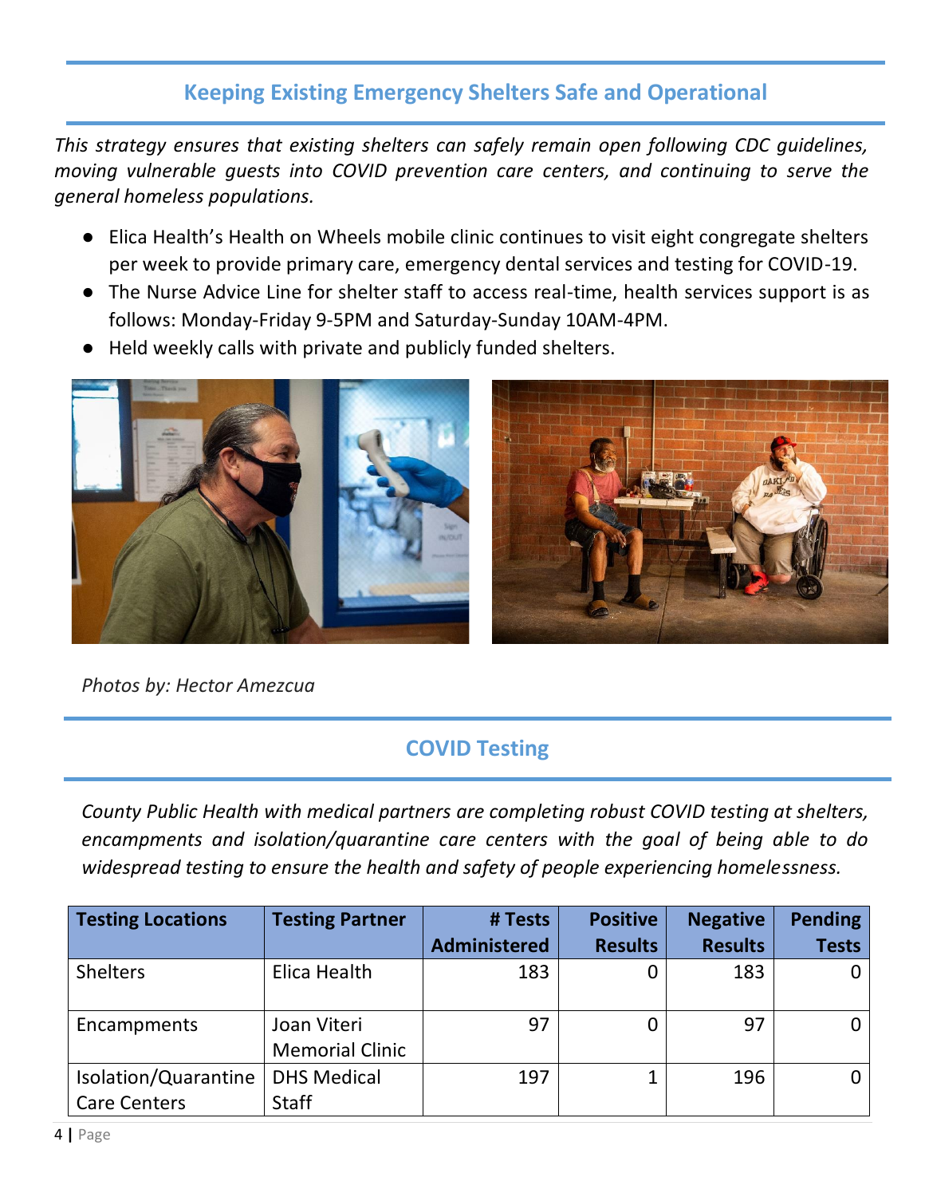## Keeping Existing Emergency Shelters Safe and Operational

*This strategy ensures that existing shelters can safely remain open following CDC guidelines, moving vulnerable guests into COVID prevention care centers, and continuing to serve the general homeless populations.*

- Elica Health's Health on Wheels mobile clinic continues to visit eight congregate shelters per week to provide primary care, emergency dental services and testing for COVID-19.
- The Nurse Advice Line for shelter staff to access real-time, health services support is as follows: Monday-Friday 9-5PM and Saturday-Sunday 10AM-4PM.
- Held weekly calls with private and publicly funded shelters.

*Photos by: Hector Amezcua*

## COVID Testing

*County Public Health with medical partners are completing robust COVID testing at shelters, encampments and isolation/quarantine care centers with the goal of being able to do widespread testing to ensure the health and safety of people experiencing homelessness.*

| Testing Locations | Testing Partner | # Tests Administered | Positive Results | Negative Results | Pending Tests |
|---|---|---|---|---|---|
| Shelters | Elica Health | 183 | 0 | 183 | 0 |
| Encampments | Joan Viteri Memorial Clinic | 97 | 0 | 97 | 0 |
| Isolation/Quarantine Care Centers | DHS Medical Staff | 197 | 1 | 196 | 0 |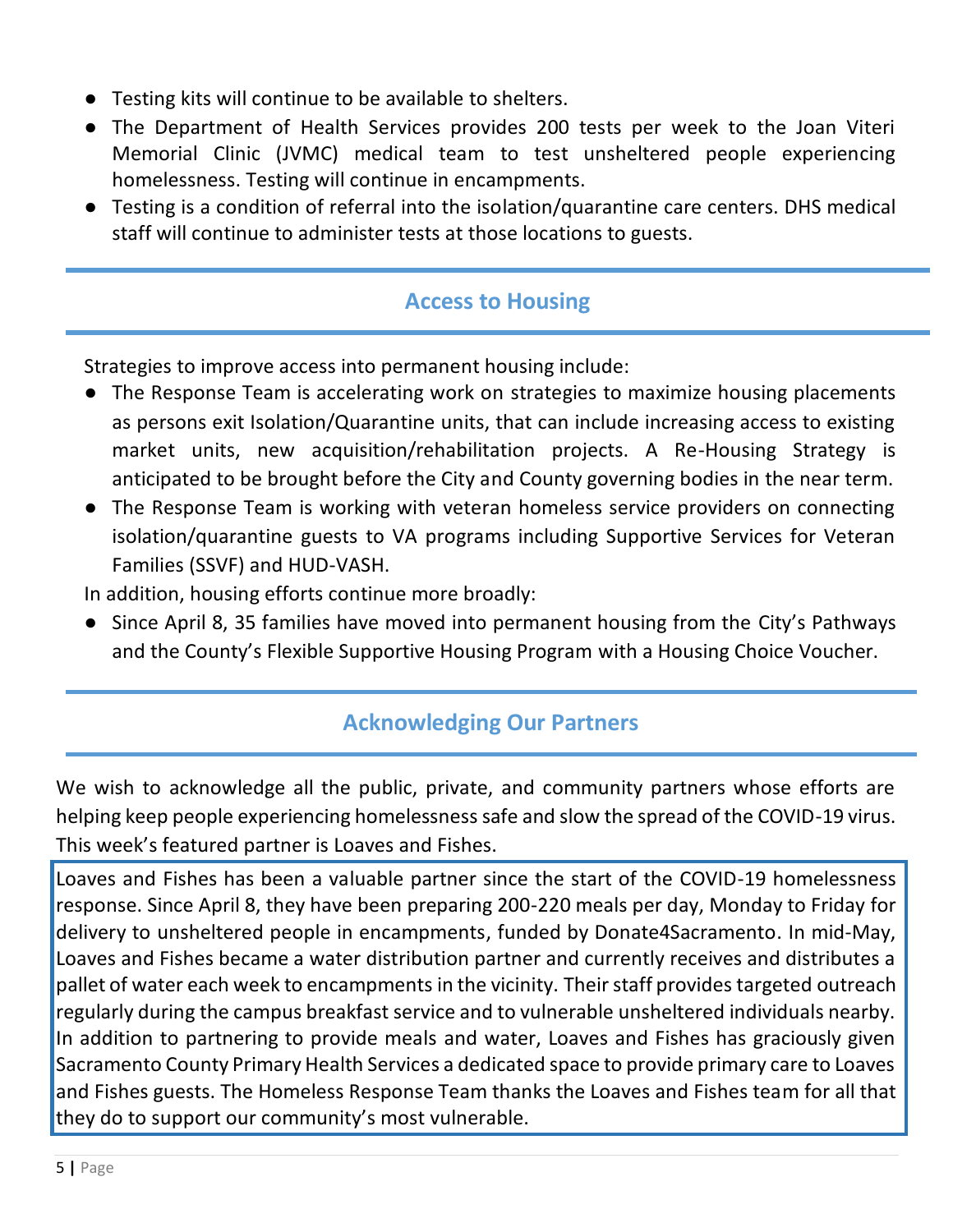- Testing kits will continue to be available to shelters.
- The Department of Health Services provides 200 tests per week to the Joan Viteri Memorial Clinic (JVMC) medical team to test unsheltered people experiencing homelessness. Testing will continue in encampments.
- Testing is a condition of referral into the isolation/quarantine care centers. DHS medical staff will continue to administer tests at those locations to guests.

## Access to Housing

Strategies to improve access into permanent housing include:

- The Response Team is accelerating work on strategies to maximize housing placements as persons exit Isolation/Quarantine units, that can include increasing access to existing market units, new acquisition/rehabilitation projects. A Re-Housing Strategy is anticipated to be brought before the City and County governing bodies in the near term.
- The Response Team is working with veteran homeless service providers on connecting isolation/quarantine guests to VA programs including Supportive Services for Veteran Families (SSVF) and HUD-VASH.

In addition, housing efforts continue more broadly:

- Since April 8, 35 families have moved into permanent housing from the City's Pathways and the County's Flexible Supportive Housing Program with a Housing Choice Voucher.

## Acknowledging Our Partners

We wish to acknowledge all the public, private, and community partners whose efforts are helping keep people experiencing homelessness safe and slow the spread of the COVID-19 virus. This week's featured partner is Loaves and Fishes.

Loaves and Fishes has been a valuable partner since the start of the COVID-19 homelessness response. Since April 8, they have been preparing 200-220 meals per day, Monday to Friday for delivery to unsheltered people in encampments, funded by Donate4Sacramento. In mid-May, Loaves and Fishes became a water distribution partner and currently receives and distributes a pallet of water each week to encampments in the vicinity. Their staff provides targeted outreach regularly during the campus breakfast service and to vulnerable unsheltered individuals nearby. In addition to partnering to provide meals and water, Loaves and Fishes has graciously given Sacramento County Primary Health Services a dedicated space to provide primary care to Loaves and Fishes guests. The Homeless Response Team thanks the Loaves and Fishes team for all that they do to support our community's most vulnerable.